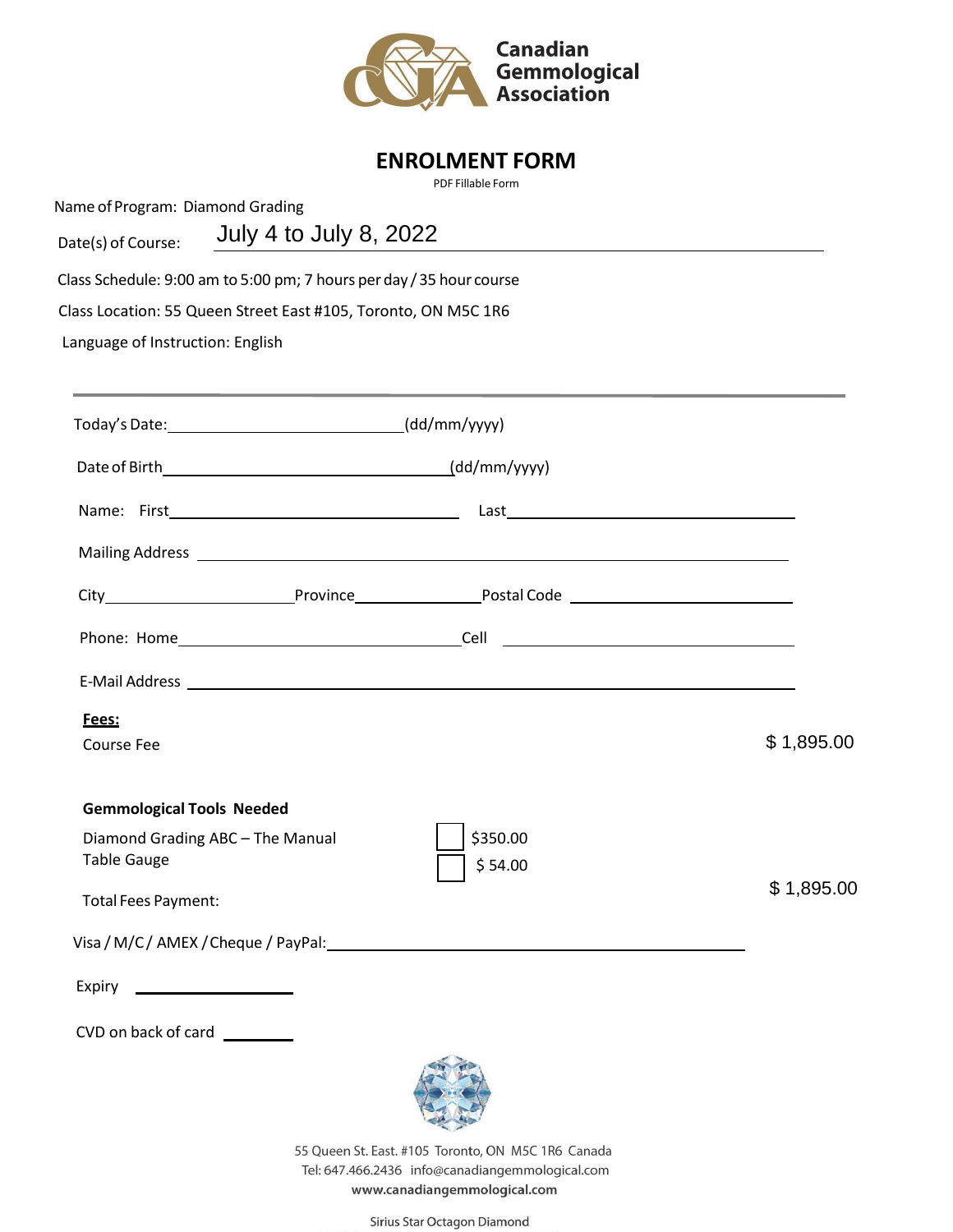Canadian Gemmological Association

# ENROLMENT FORM

PDF Fillable Form

Name of Program: Diamond Grading

Date(s) of Course: July 4 to July 8, 2022

Class Schedule: 9:00 am to 5:00 pm; 7 hours per day / 35 hour course

Class Location: 55 Queen Street East #105, Toronto, ON M5C 1R6

Language of Instruction: English

---

Today's Date: ______________________(dd/mm/yyyy)

Date of Birth ______________________(dd/mm/yyyy)

Name: First ______________________ Last ______________________

Mailing Address ______________________

City ______________ Province ______________ Postal Code ______________

Phone: Home ______________________ Cell ______________________

E-Mail Address ______________________

**Fees:**

Course Fee $ 1,895.00

**Gemmological Tools Needed**

Diamond Grading ABC – The Manual ☐ $350.00

Table Gauge ☐ $ 54.00

Total Fees Payment: $ 1,895.00

Visa / M/C / AMEX / Cheque / PayPal: ______________________

Expiry ______________

CVD on back of card ________

55 Queen St. East. #105 Toronto, ON M5C 1R6 Canada
Tel: 647.466.2436 info@canadiangemmological.com
**www.canadiangemmological.com**

Sirius Star Octagon Diamond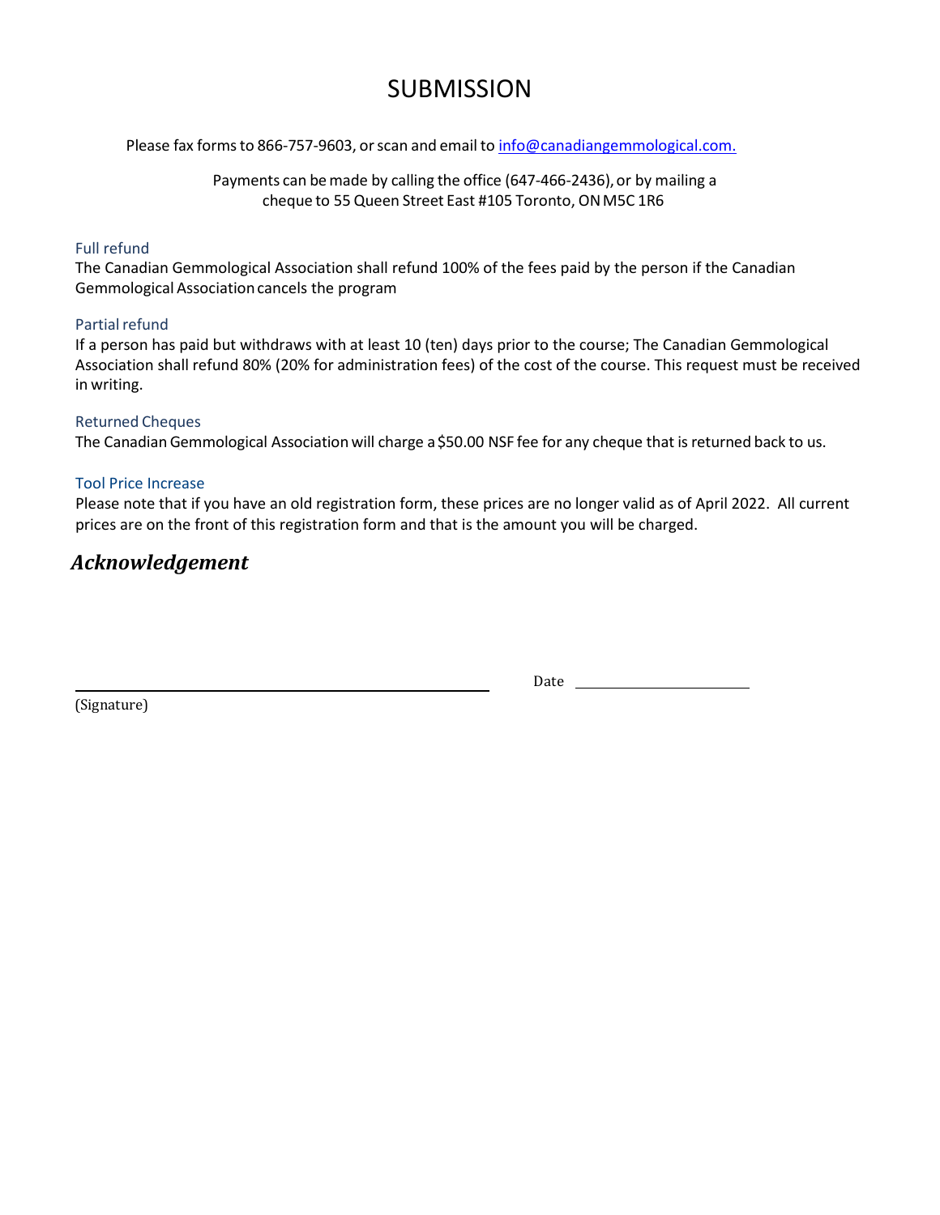# SUBMISSION

Please fax forms to 866-757-9603, or scan and email to info@canadiangemmological.com.

Payments can be made by calling the office (647-466-2436), or by mailing a cheque to 55 Queen Street East #105 Toronto, ON M5C 1R6

### Full refund

The Canadian Gemmological Association shall refund 100% of the fees paid by the person if the Canadian Gemmological Association cancels the program

### Partial refund

If a person has paid but withdraws with at least 10 (ten) days prior to the course; The Canadian Gemmological Association shall refund 80% (20% for administration fees) of the cost of the course. This request must be received in writing.

### Returned Cheques

The Canadian Gemmological Association will charge a $50.00 NSF fee for any cheque that is returned back to us.

### Tool Price Increase

Please note that if you have an old registration form, these prices are no longer valid as of April 2022. All current prices are on the front of this registration form and that is the amount you will be charged.

## *Acknowledgement*

______________________________________ Date ____________________

(Signature)